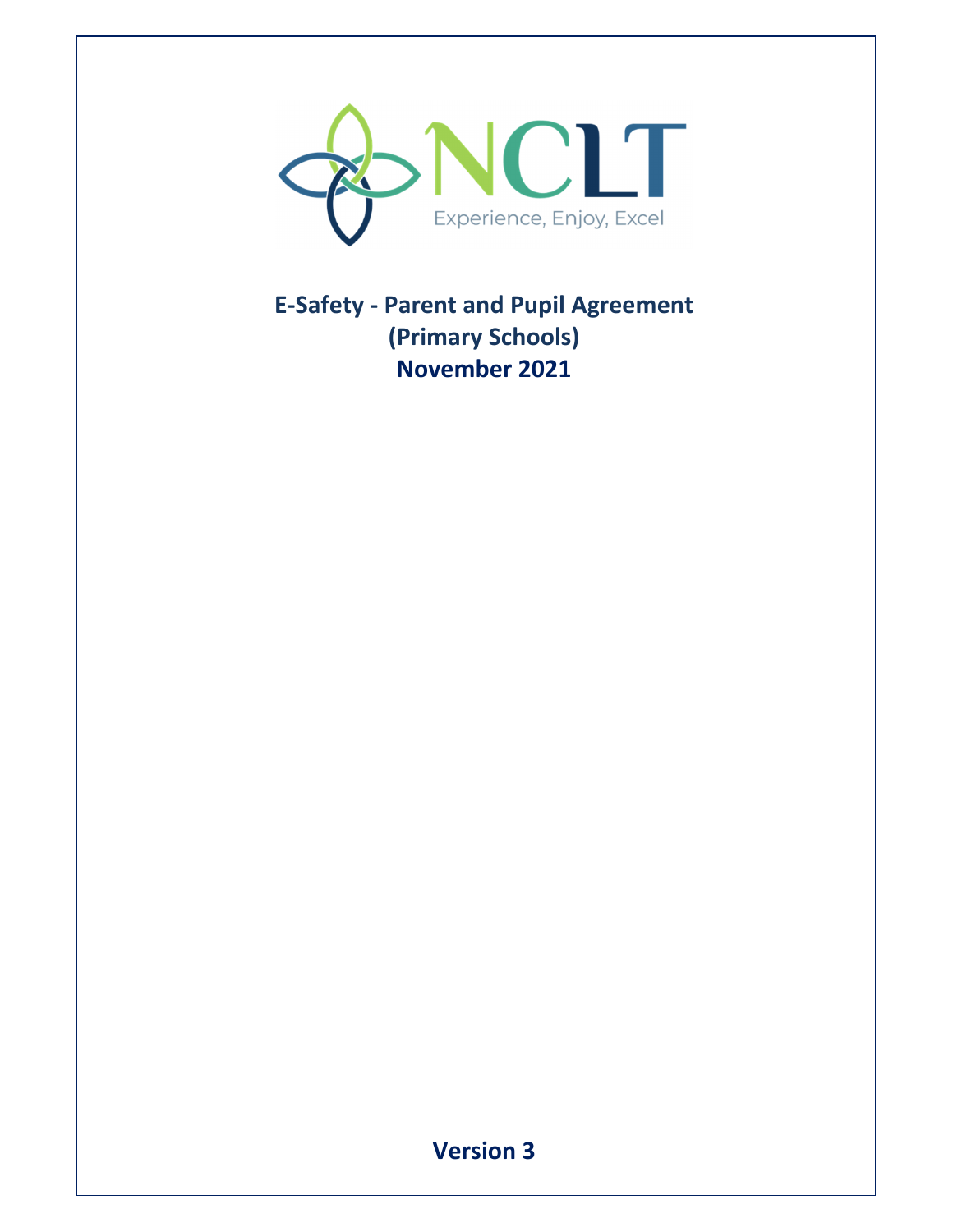NCLT

Experience, Enjoy, Excel

# E-Safety - Parent and Pupil Agreement
## (Primary Schools)
## November 2021

**Version 3**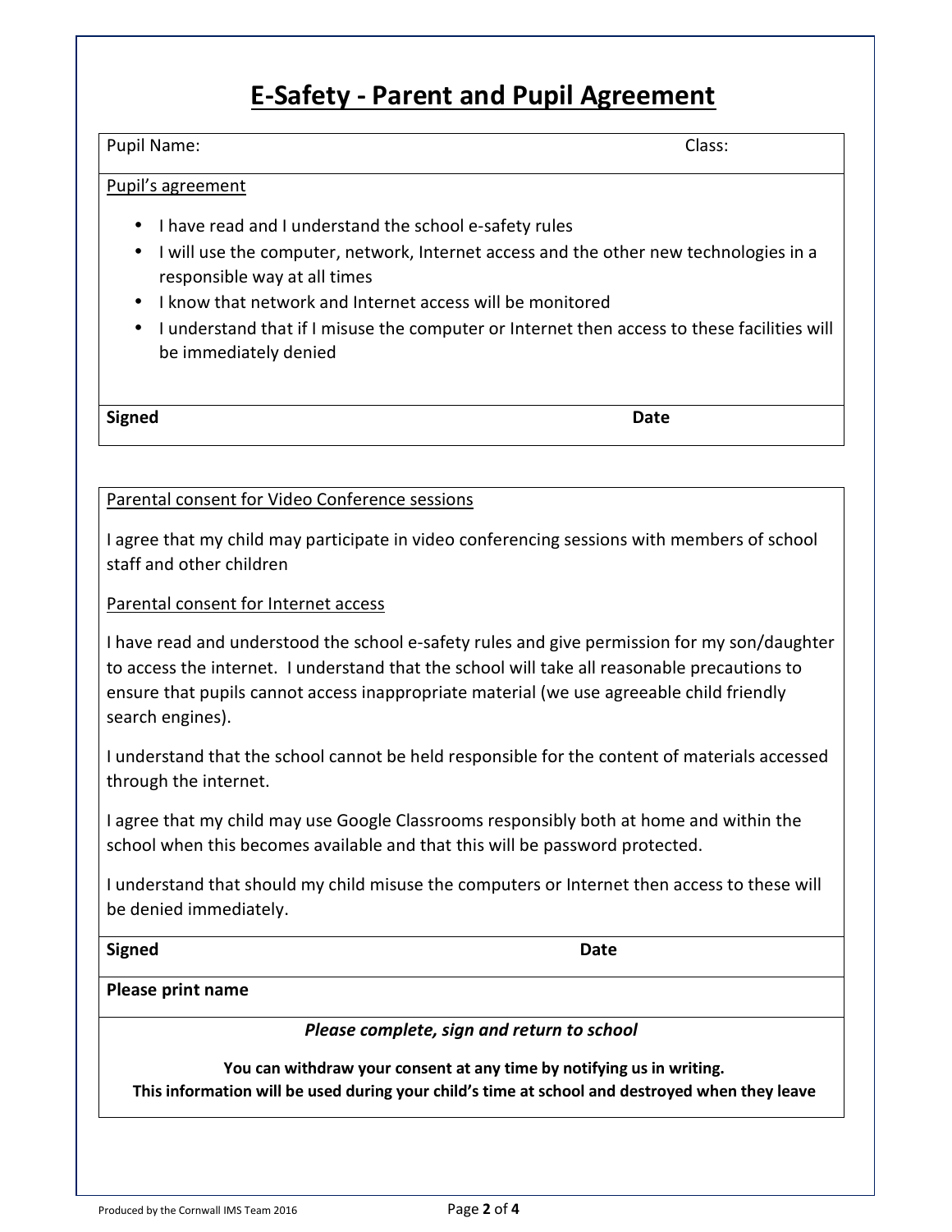# E-Safety - Parent and Pupil Agreement

| Pupil Name: | Class: |
|---|---|

Pupil's agreement

- I have read and I understand the school e-safety rules
- I will use the computer, network, Internet access and the other new technologies in a responsible way at all times
- I know that network and Internet access will be monitored
- I understand that if I misuse the computer or Internet then access to these facilities will be immediately denied

| **Signed** | **Date** |
|---|---|

Parental consent for Video Conference sessions

I agree that my child may participate in video conferencing sessions with members of school staff and other children

Parental consent for Internet access

I have read and understood the school e-safety rules and give permission for my son/daughter to access the internet. I understand that the school will take all reasonable precautions to ensure that pupils cannot access inappropriate material (we use agreeable child friendly search engines).

I understand that the school cannot be held responsible for the content of materials accessed through the internet.

I agree that my child may use Google Classrooms responsibly both at home and within the school when this becomes available and that this will be password protected.

I understand that should my child misuse the computers or Internet then access to these will be denied immediately.

| **Signed** | **Date** |
|---|---|

**Please print name**

***Please complete, sign and return to school***

**You can withdraw your consent at any time by notifying us in writing.**
**This information will be used during your child's time at school and destroyed when they leave**

Produced by the Cornwall IMS Team 2016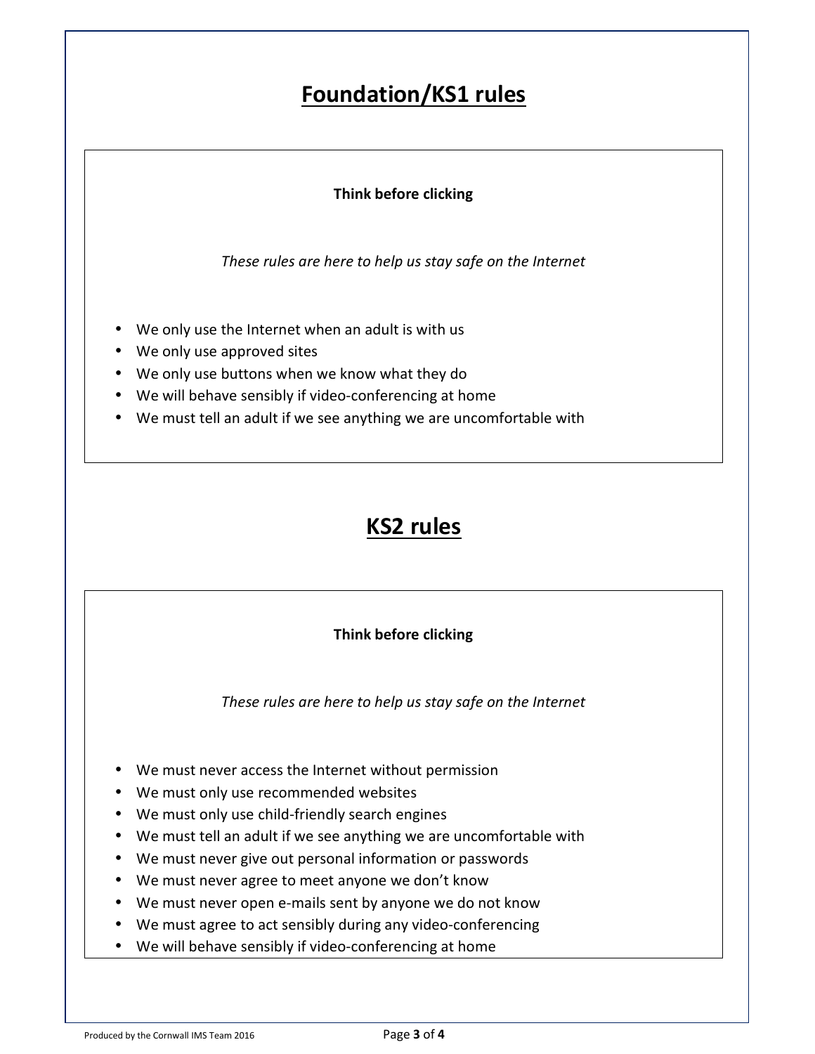# Foundation/KS1 rules

**Think before clicking**

*These rules are here to help us stay safe on the Internet*

- We only use the Internet when an adult is with us
- We only use approved sites
- We only use buttons when we know what they do
- We will behave sensibly if video-conferencing at home
- We must tell an adult if we see anything we are uncomfortable with

# KS2 rules

**Think before clicking**

*These rules are here to help us stay safe on the Internet*

- We must never access the Internet without permission
- We must only use recommended websites
- We must only use child-friendly search engines
- We must tell an adult if we see anything we are uncomfortable with
- We must never give out personal information or passwords
- We must never agree to meet anyone we don't know
- We must never open e-mails sent by anyone we do not know
- We must agree to act sensibly during any video-conferencing
- We will behave sensibly if video-conferencing at home

Produced by the Cornwall IMS Team 2016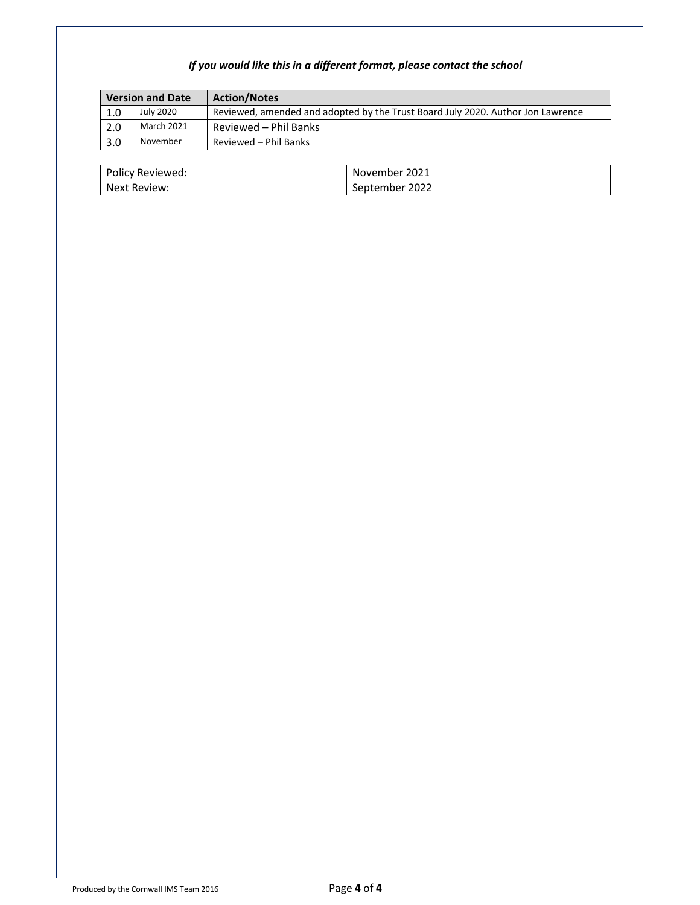***If you would like this in a different format, please contact the school***

| Version and Date | | Action/Notes |
|---|---|---|
| 1.0 | July 2020 | Reviewed, amended and adopted by the Trust Board July 2020. Author Jon Lawrence |
| 2.0 | March 2021 | Reviewed – Phil Banks |
| 3.0 | November | Reviewed – Phil Banks |

| | |
|---|---|
| Policy Reviewed: | November 2021 |
| Next Review: | September 2022 |

Produced by the Cornwall IMS Team 2016